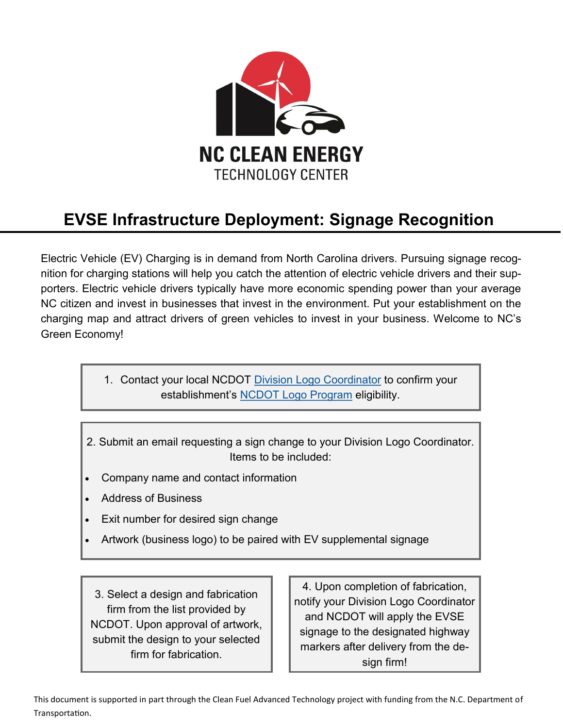NC CLEAN ENERGY
TECHNOLOGY CENTER

# EVSE Infrastructure Deployment: Signage Recognition

Electric Vehicle (EV) Charging is in demand from North Carolina drivers. Pursuing signage recognition for charging stations will help you catch the attention of electric vehicle drivers and their supporters. Electric vehicle drivers typically have more economic spending power than your average NC citizen and invest in businesses that invest in the environment. Put your establishment on the charging map and attract drivers of green vehicles to invest in your business. Welcome to NC's Green Economy!

1. Contact your local NCDOT Division Logo Coordinator to confirm your establishment's NCDOT Logo Program eligibility.

2. Submit an email requesting a sign change to your Division Logo Coordinator. Items to be included:

- Company name and contact information
- Address of Business
- Exit number for desired sign change
- Artwork (business logo) to be paired with EV supplemental signage

3. Select a design and fabrication firm from the list provided by NCDOT. Upon approval of artwork, submit the design to your selected firm for fabrication.

4. Upon completion of fabrication, notify your Division Logo Coordinator and NCDOT will apply the EVSE signage to the designated highway markers after delivery from the design firm!

This document is supported in part through the Clean Fuel Advanced Technology project with funding from the N.C. Department of Transportation.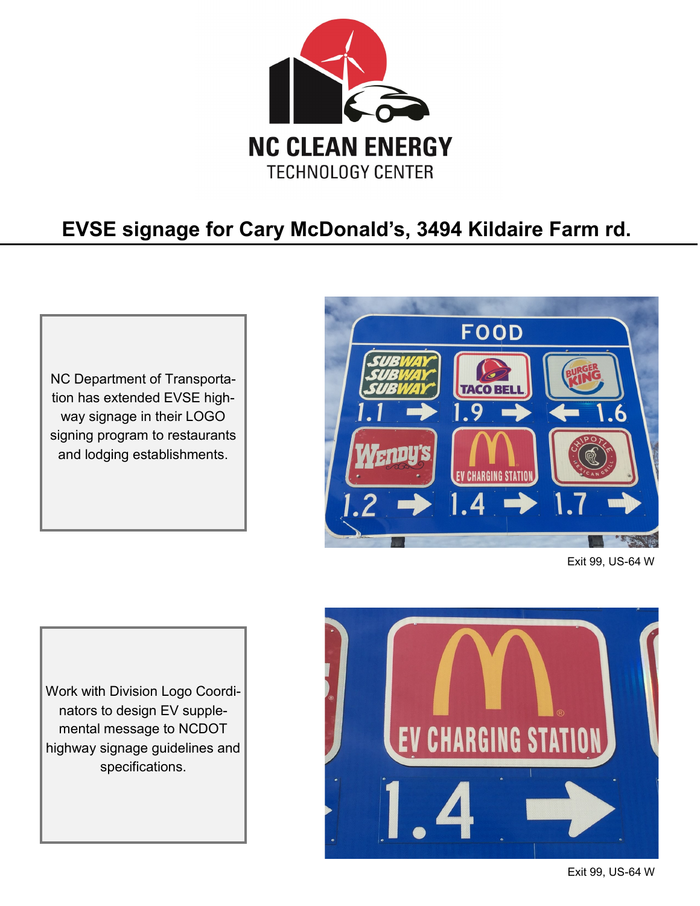NC CLEAN ENERGY
TECHNOLOGY CENTER

# EVSE signage for Cary McDonald's, 3494 Kildaire Farm rd.

NC Department of Transportation has extended EVSE highway signage in their LOGO signing program to restaurants and lodging establishments.

Exit 99, US-64 W

Work with Division Logo Coordinators to design EV supplemental message to NCDOT highway signage guidelines and specifications.

Exit 99, US-64 W